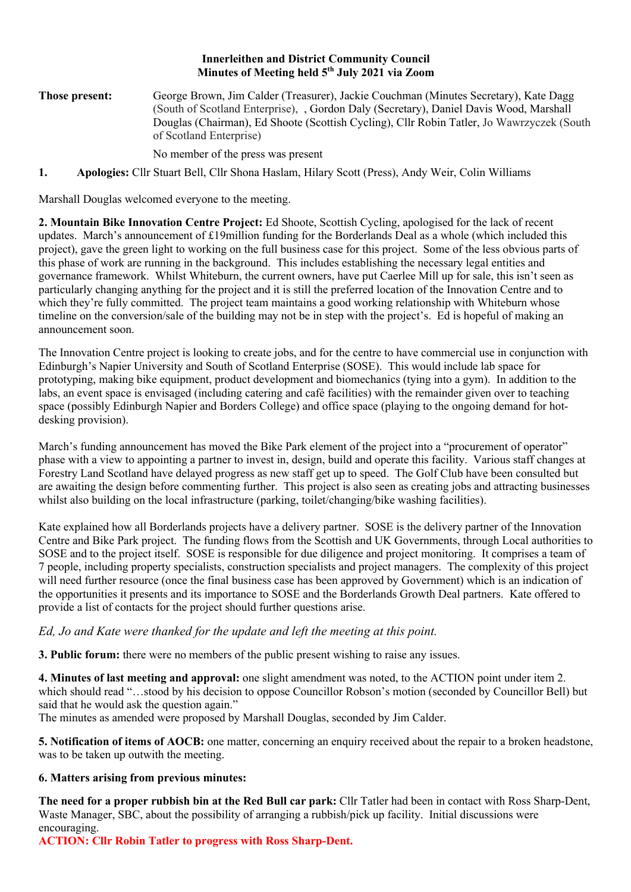**Innerleithen and District Community Council**
**Minutes of Meeting held 5th July 2021 via Zoom**

**Those present:** George Brown, Jim Calder (Treasurer), Jackie Couchman (Minutes Secretary), Kate Dagg (South of Scotland Enterprise), , Gordon Daly (Secretary), Daniel Davis Wood, Marshall Douglas (Chairman), Ed Shoote (Scottish Cycling), Cllr Robin Tatler, Jo Wawrzyczek (South of Scotland Enterprise)

No member of the press was present

**1. Apologies:** Cllr Stuart Bell, Cllr Shona Haslam, Hilary Scott (Press), Andy Weir, Colin Williams

Marshall Douglas welcomed everyone to the meeting.

**2. Mountain Bike Innovation Centre Project:** Ed Shoote, Scottish Cycling, apologised for the lack of recent updates. March's announcement of £19million funding for the Borderlands Deal as a whole (which included this project), gave the green light to working on the full business case for this project. Some of the less obvious parts of this phase of work are running in the background. This includes establishing the necessary legal entities and governance framework. Whilst Whiteburn, the current owners, have put Caerlee Mill up for sale, this isn't seen as particularly changing anything for the project and it is still the preferred location of the Innovation Centre and to which they're fully committed. The project team maintains a good working relationship with Whiteburn whose timeline on the conversion/sale of the building may not be in step with the project's. Ed is hopeful of making an announcement soon.

The Innovation Centre project is looking to create jobs, and for the centre to have commercial use in conjunction with Edinburgh's Napier University and South of Scotland Enterprise (SOSE). This would include lab space for prototyping, making bike equipment, product development and biomechanics (tying into a gym). In addition to the labs, an event space is envisaged (including catering and café facilities) with the remainder given over to teaching space (possibly Edinburgh Napier and Borders College) and office space (playing to the ongoing demand for hot-desking provision).

March's funding announcement has moved the Bike Park element of the project into a "procurement of operator" phase with a view to appointing a partner to invest in, design, build and operate this facility. Various staff changes at Forestry Land Scotland have delayed progress as new staff get up to speed. The Golf Club have been consulted but are awaiting the design before commenting further. This project is also seen as creating jobs and attracting businesses whilst also building on the local infrastructure (parking, toilet/changing/bike washing facilities).

Kate explained how all Borderlands projects have a delivery partner. SOSE is the delivery partner of the Innovation Centre and Bike Park project. The funding flows from the Scottish and UK Governments, through Local authorities to SOSE and to the project itself. SOSE is responsible for due diligence and project monitoring. It comprises a team of 7 people, including property specialists, construction specialists and project managers. The complexity of this project will need further resource (once the final business case has been approved by Government) which is an indication of the opportunities it presents and its importance to SOSE and the Borderlands Growth Deal partners. Kate offered to provide a list of contacts for the project should further questions arise.

*Ed, Jo and Kate were thanked for the update and left the meeting at this point.*

**3. Public forum:** there were no members of the public present wishing to raise any issues.

**4. Minutes of last meeting and approval:** one slight amendment was noted, to the ACTION point under item 2. which should read "…stood by his decision to oppose Councillor Robson's motion (seconded by Councillor Bell) but said that he would ask the question again."
The minutes as amended were proposed by Marshall Douglas, seconded by Jim Calder.

**5. Notification of items of AOCB:** one matter, concerning an enquiry received about the repair to a broken headstone, was to be taken up outwith the meeting.

**6. Matters arising from previous minutes:**

**The need for a proper rubbish bin at the Red Bull car park:** Cllr Tatler had been in contact with Ross Sharp-Dent, Waste Manager, SBC, about the possibility of arranging a rubbish/pick up facility. Initial discussions were encouraging.
**ACTION: Cllr Robin Tatler to progress with Ross Sharp-Dent.**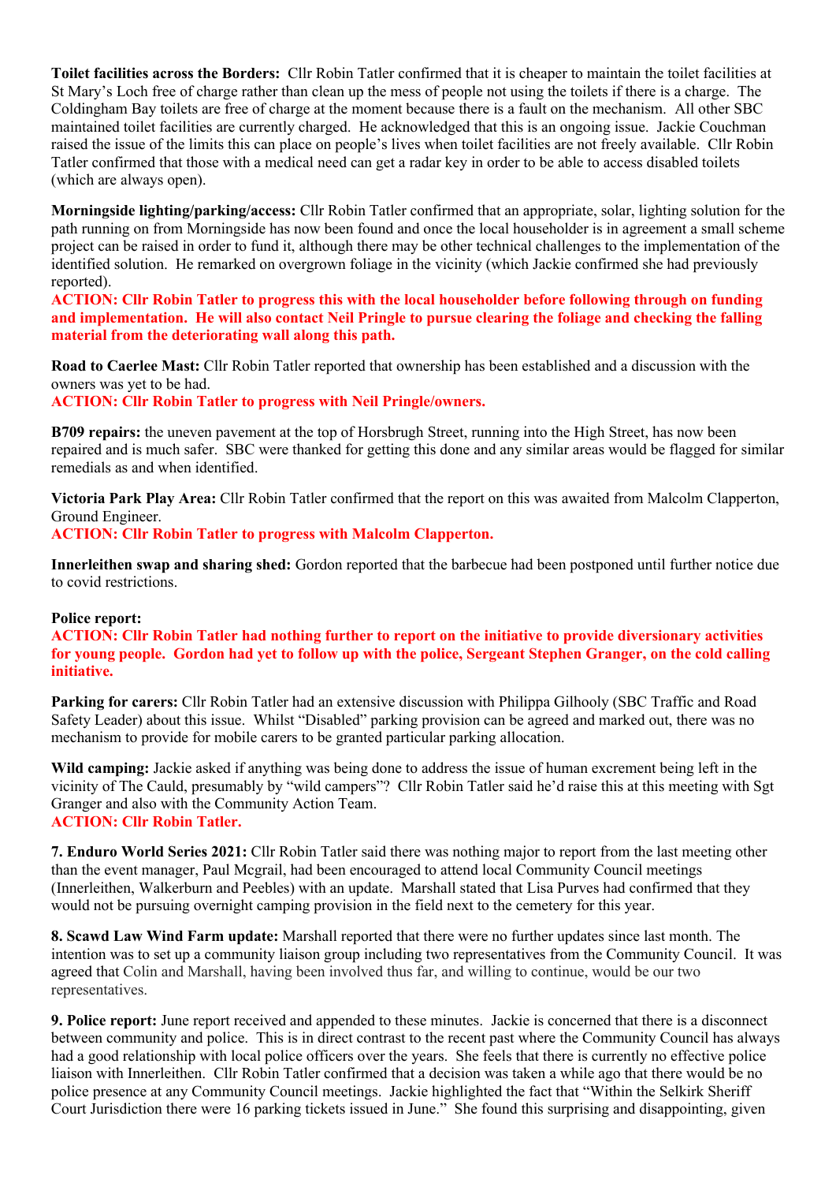**Toilet facilities across the Borders:** Cllr Robin Tatler confirmed that it is cheaper to maintain the toilet facilities at St Mary's Loch free of charge rather than clean up the mess of people not using the toilets if there is a charge. The Coldingham Bay toilets are free of charge at the moment because there is a fault on the mechanism. All other SBC maintained toilet facilities are currently charged. He acknowledged that this is an ongoing issue. Jackie Couchman raised the issue of the limits this can place on people's lives when toilet facilities are not freely available. Cllr Robin Tatler confirmed that those with a medical need can get a radar key in order to be able to access disabled toilets (which are always open).

**Morningside lighting/parking/access:** Cllr Robin Tatler confirmed that an appropriate, solar, lighting solution for the path running on from Morningside has now been found and once the local householder is in agreement a small scheme project can be raised in order to fund it, although there may be other technical challenges to the implementation of the identified solution. He remarked on overgrown foliage in the vicinity (which Jackie confirmed she had previously reported).

**ACTION: Cllr Robin Tatler to progress this with the local householder before following through on funding and implementation. He will also contact Neil Pringle to pursue clearing the foliage and checking the falling material from the deteriorating wall along this path.**

**Road to Caerlee Mast:** Cllr Robin Tatler reported that ownership has been established and a discussion with the owners was yet to be had.

**ACTION: Cllr Robin Tatler to progress with Neil Pringle/owners.**

**B709 repairs:** the uneven pavement at the top of Horsbrugh Street, running into the High Street, has now been repaired and is much safer. SBC were thanked for getting this done and any similar areas would be flagged for similar remedials as and when identified.

**Victoria Park Play Area:** Cllr Robin Tatler confirmed that the report on this was awaited from Malcolm Clapperton, Ground Engineer.

**ACTION: Cllr Robin Tatler to progress with Malcolm Clapperton.**

**Innerleithen swap and sharing shed:** Gordon reported that the barbecue had been postponed until further notice due to covid restrictions.

**Police report:**

**ACTION: Cllr Robin Tatler had nothing further to report on the initiative to provide diversionary activities for young people. Gordon had yet to follow up with the police, Sergeant Stephen Granger, on the cold calling initiative.**

**Parking for carers:** Cllr Robin Tatler had an extensive discussion with Philippa Gilhooly (SBC Traffic and Road Safety Leader) about this issue. Whilst "Disabled" parking provision can be agreed and marked out, there was no mechanism to provide for mobile carers to be granted particular parking allocation.

**Wild camping:** Jackie asked if anything was being done to address the issue of human excrement being left in the vicinity of The Cauld, presumably by "wild campers"? Cllr Robin Tatler said he'd raise this at this meeting with Sgt Granger and also with the Community Action Team.

**ACTION: Cllr Robin Tatler.**

**7. Enduro World Series 2021:** Cllr Robin Tatler said there was nothing major to report from the last meeting other than the event manager, Paul Mcgrail, had been encouraged to attend local Community Council meetings (Innerleithen, Walkerburn and Peebles) with an update. Marshall stated that Lisa Purves had confirmed that they would not be pursuing overnight camping provision in the field next to the cemetery for this year.

**8. Scawd Law Wind Farm update:** Marshall reported that there were no further updates since last month. The intention was to set up a community liaison group including two representatives from the Community Council. It was agreed that Colin and Marshall, having been involved thus far, and willing to continue, would be our two representatives.

**9. Police report:** June report received and appended to these minutes. Jackie is concerned that there is a disconnect between community and police. This is in direct contrast to the recent past where the Community Council has always had a good relationship with local police officers over the years. She feels that there is currently no effective police liaison with Innerleithen. Cllr Robin Tatler confirmed that a decision was taken a while ago that there would be no police presence at any Community Council meetings. Jackie highlighted the fact that "Within the Selkirk Sheriff Court Jurisdiction there were 16 parking tickets issued in June." She found this surprising and disappointing, given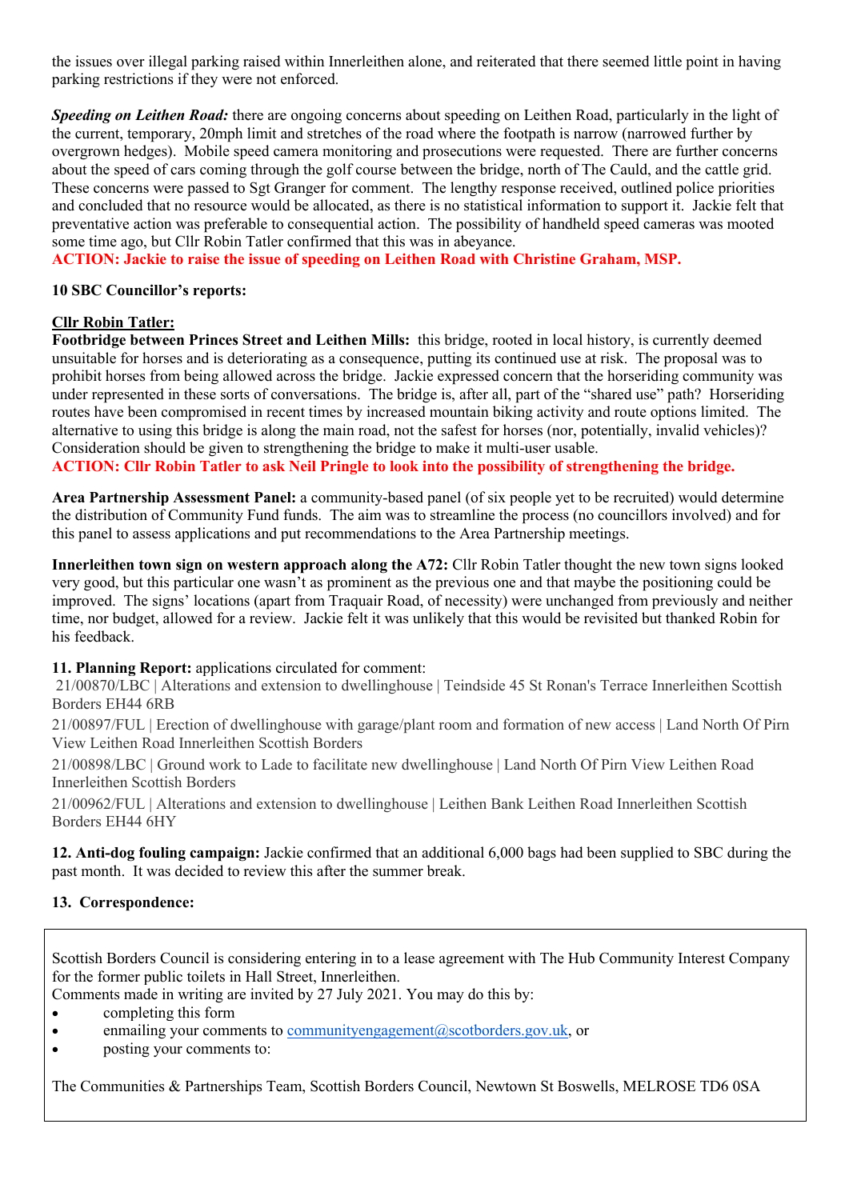the issues over illegal parking raised within Innerleithen alone, and reiterated that there seemed little point in having parking restrictions if they were not enforced.

***Speeding on Leithen Road:*** there are ongoing concerns about speeding on Leithen Road, particularly in the light of the current, temporary, 20mph limit and stretches of the road where the footpath is narrow (narrowed further by overgrown hedges). Mobile speed camera monitoring and prosecutions were requested. There are further concerns about the speed of cars coming through the golf course between the bridge, north of The Cauld, and the cattle grid. These concerns were passed to Sgt Granger for comment. The lengthy response received, outlined police priorities and concluded that no resource would be allocated, as there is no statistical information to support it. Jackie felt that preventative action was preferable to consequential action. The possibility of handheld speed cameras was mooted some time ago, but Cllr Robin Tatler confirmed that this was in abeyance.

**ACTION: Jackie to raise the issue of speeding on Leithen Road with Christine Graham, MSP.**

**10 SBC Councillor's reports:**

**Cllr Robin Tatler:**

**Footbridge between Princes Street and Leithen Mills:** this bridge, rooted in local history, is currently deemed unsuitable for horses and is deteriorating as a consequence, putting its continued use at risk. The proposal was to prohibit horses from being allowed across the bridge. Jackie expressed concern that the horseriding community was under represented in these sorts of conversations. The bridge is, after all, part of the "shared use" path? Horseriding routes have been compromised in recent times by increased mountain biking activity and route options limited. The alternative to using this bridge is along the main road, not the safest for horses (nor, potentially, invalid vehicles)? Consideration should be given to strengthening the bridge to make it multi-user usable.

**ACTION: Cllr Robin Tatler to ask Neil Pringle to look into the possibility of strengthening the bridge.**

**Area Partnership Assessment Panel:** a community-based panel (of six people yet to be recruited) would determine the distribution of Community Fund funds. The aim was to streamline the process (no councillors involved) and for this panel to assess applications and put recommendations to the Area Partnership meetings.

**Innerleithen town sign on western approach along the A72:** Cllr Robin Tatler thought the new town signs looked very good, but this particular one wasn't as prominent as the previous one and that maybe the positioning could be improved. The signs' locations (apart from Traquair Road, of necessity) were unchanged from previously and neither time, nor budget, allowed for a review. Jackie felt it was unlikely that this would be revisited but thanked Robin for his feedback.

**11. Planning Report:** applications circulated for comment:

21/00870/LBC | Alterations and extension to dwellinghouse | Teindside 45 St Ronan's Terrace Innerleithen Scottish Borders EH44 6RB

21/00897/FUL | Erection of dwellinghouse with garage/plant room and formation of new access | Land North Of Pirn View Leithen Road Innerleithen Scottish Borders

21/00898/LBC | Ground work to Lade to facilitate new dwellinghouse | Land North Of Pirn View Leithen Road Innerleithen Scottish Borders

21/00962/FUL | Alterations and extension to dwellinghouse | Leithen Bank Leithen Road Innerleithen Scottish Borders EH44 6HY

**12. Anti-dog fouling campaign:** Jackie confirmed that an additional 6,000 bags had been supplied to SBC during the past month. It was decided to review this after the summer break.

**13. Correspondence:**

Scottish Borders Council is considering entering in to a lease agreement with The Hub Community Interest Company for the former public toilets in Hall Street, Innerleithen.
Comments made in writing are invited by 27 July 2021. You may do this by:

- completing this form
- enmailing your comments to communityengagement@scotborders.gov.uk, or
- posting your comments to:

The Communities & Partnerships Team, Scottish Borders Council, Newtown St Boswells, MELROSE TD6 0SA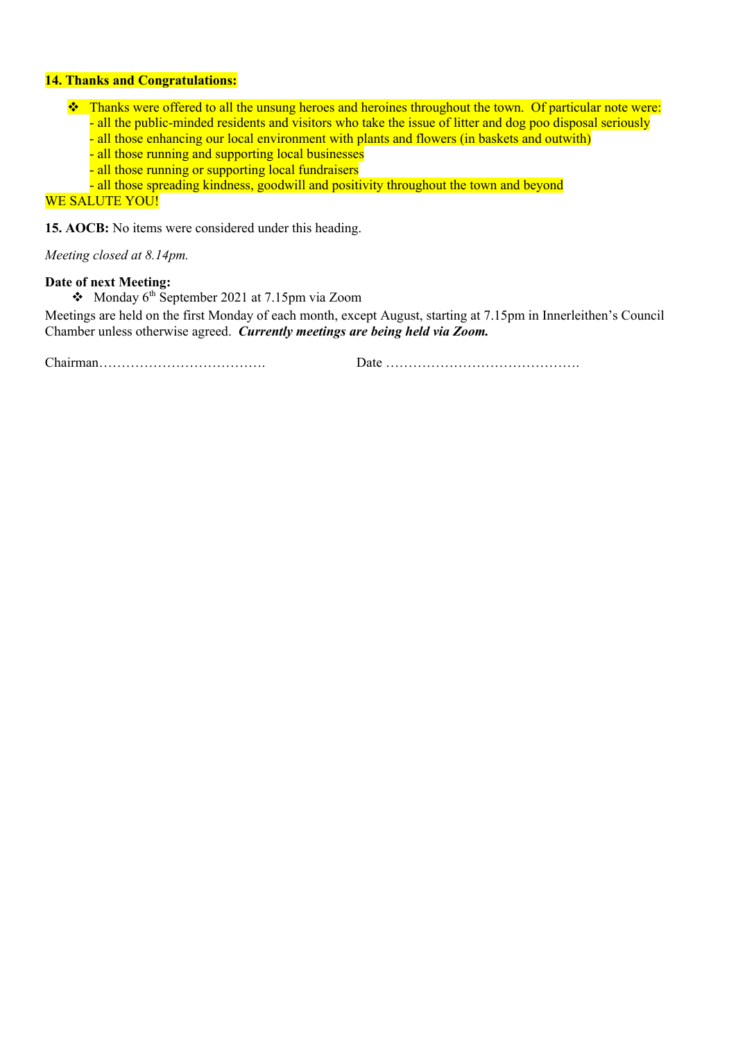**14. Thanks and Congratulations:**

- Thanks were offered to all the unsung heroes and heroines throughout the town. Of particular note were:
  - all the public-minded residents and visitors who take the issue of litter and dog poo disposal seriously
  - all those enhancing our local environment with plants and flowers (in baskets and outwith)
  - all those running and supporting local businesses
  - all those running or supporting local fundraisers
  - all those spreading kindness, goodwill and positivity throughout the town and beyond

WE SALUTE YOU!

**15. AOCB:** No items were considered under this heading.

*Meeting closed at 8.14pm.*

**Date of next Meeting:**

- Monday 6th September 2021 at 7.15pm via Zoom

Meetings are held on the first Monday of each month, except August, starting at 7.15pm in Innerleithen's Council Chamber unless otherwise agreed. ***Currently meetings are being held via Zoom.***

Chairman………………………………. Date …………………………………….